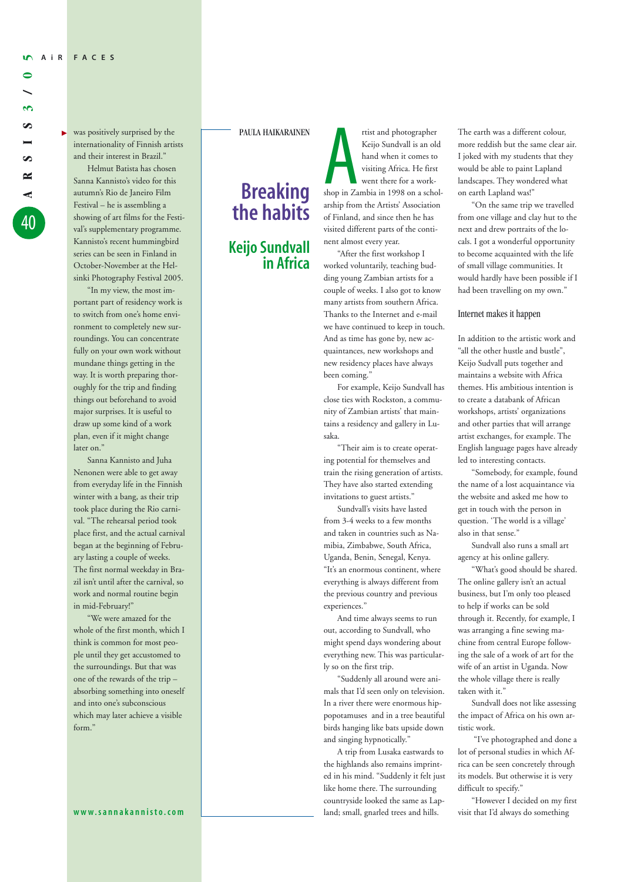was positively surprised by the internationality of Finnish artists and their interest in Brazil."

Helmut Batista has chosen Sanna Kannisto's video for this autumn's Rio de Janeiro Film Festival – he is assembling a showing of art films for the Festival's supplementary programme. Kannisto's recent hummingbird series can be seen in Finland in October-November at the Helsinki Photography Festival 2005.

"In my view, the most important part of residency work is to switch from one's home environment to completely new surroundings. You can concentrate fully on your own work without mundane things getting in the way. It is worth preparing thoroughly for the trip and finding things out beforehand to avoid major surprises. It is useful to draw up some kind of a work plan, even if it might change later on."

Sanna Kannisto and Juha Nenonen were able to get away from everyday life in the Finnish winter with a bang, as their trip took place during the Rio carnival. "The rehearsal period took place first, and the actual carnival began at the beginning of February lasting a couple of weeks. The first normal weekday in Brazil isn't until after the carnival, so work and normal routine begin in mid-February!"

"We were amazed for the whole of the first month, which I think is common for most people until they get accustomed to the surroundings. But that was one of the rewards of the trip – absorbing something into oneself and into one's subconscious which may later achieve a visible form."

**www.sannakannisto.com**

PAULA HAIKARAINEN

# Breaking the habits

## Keijo Sundvall in Africa

Artist and photographer Keijo Sundvall is an old hand when it comes to visiting Africa. He first went there for a workshop in Zambia in 1998 on a scholarship from the Artists' Association of Finland, and since then he has visited different parts of the continent almost every year.

"After the first workshop I worked voluntarily, teaching budding young Zambian artists for a couple of weeks. I also got to know many artists from southern Africa. Thanks to the Internet and e-mail we have continued to keep in touch. And as time has gone by, new acquaintances, new workshops and new residency places have always been coming."

For example, Keijo Sundvall has close ties with Rockston, a community of Zambian artists' that maintains a residency and gallery in Lusaka.

"Their aim is to create operating potential for themselves and train the rising generation of artists. They have also started extending invitations to guest artists."

Sundvall's visits have lasted from 3-4 weeks to a few months and taken in countries such as Namibia, Zimbabwe, South Africa, Uganda, Benin, Senegal, Kenya. "It's an enormous continent, where everything is always different from the previous country and previous experiences."

And time always seems to run out, according to Sundvall, who might spend days wondering about everything new. This was particularly so on the first trip.

"Suddenly all around were animals that I'd seen only on television. In a river there were enormous hippopotamuses and in a tree beautiful birds hanging like bats upside down and singing hypnotically."

A trip from Lusaka eastwards to the highlands also remains imprinted in his mind. "Suddenly it felt just like home there. The surrounding countryside looked the same as Lapland; small, gnarled trees and hills. The earth was a different colour, more reddish but the same clear air. I joked with my students that they would be able to paint Lapland landscapes. They wondered what on earth Lapland was!"

"On the same trip we travelled from one village and clay hut to the next and drew portraits of the locals. I got a wonderful opportunity to become acquainted with the life of small village communities. It would hardly have been possible if I had been travelling on my own."

### Internet makes it happen

In addition to the artistic work and "all the other hustle and bustle", Keijo Sudvall puts together and maintains a website with Africa themes. His ambitious intention is to create a databank of African workshops, artists' organizations and other parties that will arrange artist exchanges, for example. The English language pages have already led to interesting contacts.

"Somebody, for example, found the name of a lost acquaintance via the website and asked me how to get in touch with the person in question. 'The world is a village' also in that sense."

Sundvall also runs a small art agency at his online gallery.

"What's good should be shared. The online gallery isn't an actual business, but I'm only too pleased to help if works can be sold through it. Recently, for example, I was arranging a fine sewing machine from central Europe following the sale of a work of art for the wife of an artist in Uganda. Now the whole village there is really taken with it."

Sundvall does not like assessing the impact of Africa on his own artistic work.

"I've photographed and done a lot of personal studies in which Africa can be seen concretely through its models. But otherwise it is very difficult to specify."

"However I decided on my first visit that I'd always do something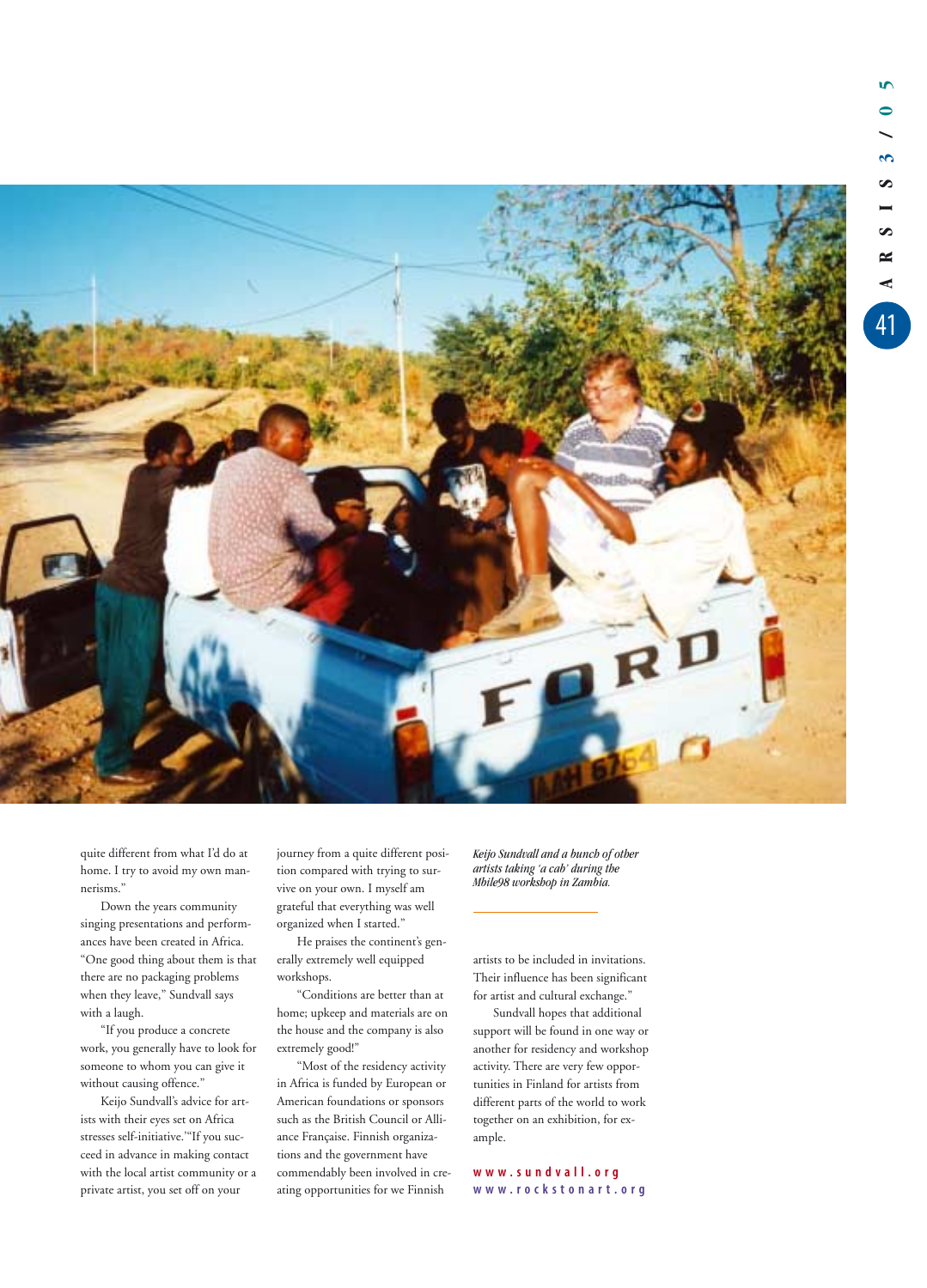quite different from what I'd do at home. I try to avoid my own mannerisms."

Down the years community singing presentations and performances have been created in Africa. "One good thing about them is that there are no packaging problems when they leave," Sundvall says with a laugh.

"If you produce a concrete work, you generally have to look for someone to whom you can give it without causing offence."

Keijo Sundvall's advice for artists with their eyes set on Africa stresses self-initiative."If you succeed in advance in making contact with the local artist community or a private artist, you set off on your journey from a quite different position compared with trying to survive on your own. I myself am grateful that everything was well organized when I started."

He praises the continent's generally extremely well equipped workshops.

"Conditions are better than at home; upkeep and materials are on the house and the company is also extremely good!"

"Most of the residency activity in Africa is funded by European or American foundations or sponsors such as the British Council or Alliance Française. Finnish organizations and the government have commendably been involved in creating opportunities for we Finnish artists to be included in invitations. Their influence has been significant for artist and cultural exchange."

Sundvall hopes that additional support will be found in one way or another for residency and workshop activity. There are very few opportunities in Finland for artists from different parts of the world to work together on an exhibition, for example.

*Keijo Sundvall and a bunch of other artists taking 'a cab' during the Mbile98 workshop in Zambia.*

**www.sundvall.org**
**www.rockstonart.org**